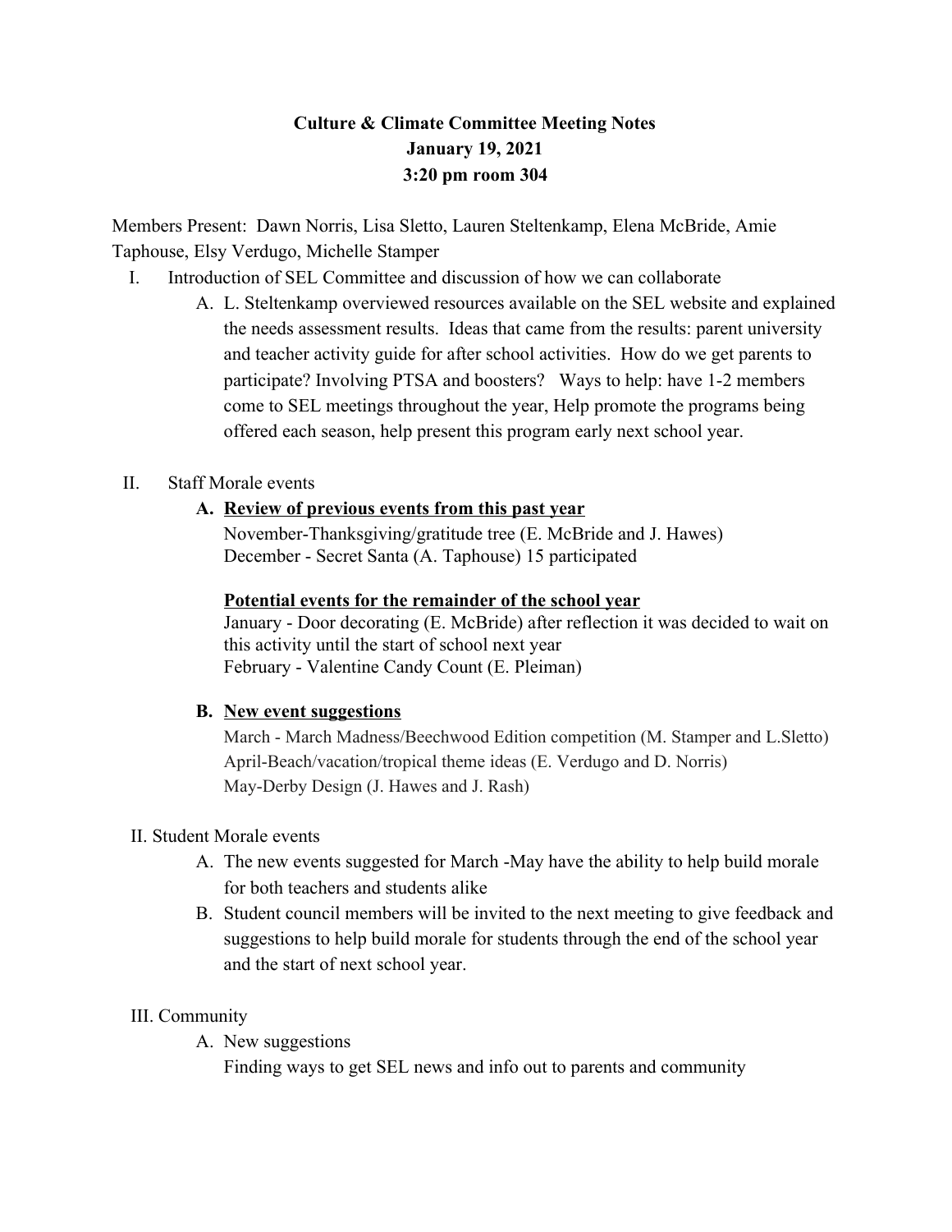# Culture & Climate Committee Meeting Notes
## January 19, 2021
## 3:20 pm room 304

Members Present: Dawn Norris, Lisa Sletto, Lauren Steltenkamp, Elena McBride, Amie Taphouse, Elsy Verdugo, Michelle Stamper

I. Introduction of SEL Committee and discussion of how we can collaborate

   A. L. Steltenkamp overviewed resources available on the SEL website and explained the needs assessment results. Ideas that came from the results: parent university and teacher activity guide for after school activities. How do we get parents to participate? Involving PTSA and boosters? Ways to help: have 1-2 members come to SEL meetings throughout the year, Help promote the programs being offered each season, help present this program early next school year.

II. Staff Morale events

   **A. Review of previous events from this past year**

   November-Thanksgiving/gratitude tree (E. McBride and J. Hawes)
   December - Secret Santa (A. Taphouse) 15 participated

   **Potential events for the remainder of the school year**

   January - Door decorating (E. McBride) after reflection it was decided to wait on this activity until the start of school next year
   February - Valentine Candy Count (E. Pleiman)

   **B. New event suggestions**

   March - March Madness/Beechwood Edition competition (M. Stamper and L.Sletto)
   April-Beach/vacation/tropical theme ideas (E. Verdugo and D. Norris)
   May-Derby Design (J. Hawes and J. Rash)

II. Student Morale events

   A. The new events suggested for March -May have the ability to help build morale for both teachers and students alike

   B. Student council members will be invited to the next meeting to give feedback and suggestions to help build morale for students through the end of the school year and the start of next school year.

III. Community

   A. New suggestions

   Finding ways to get SEL news and info out to parents and community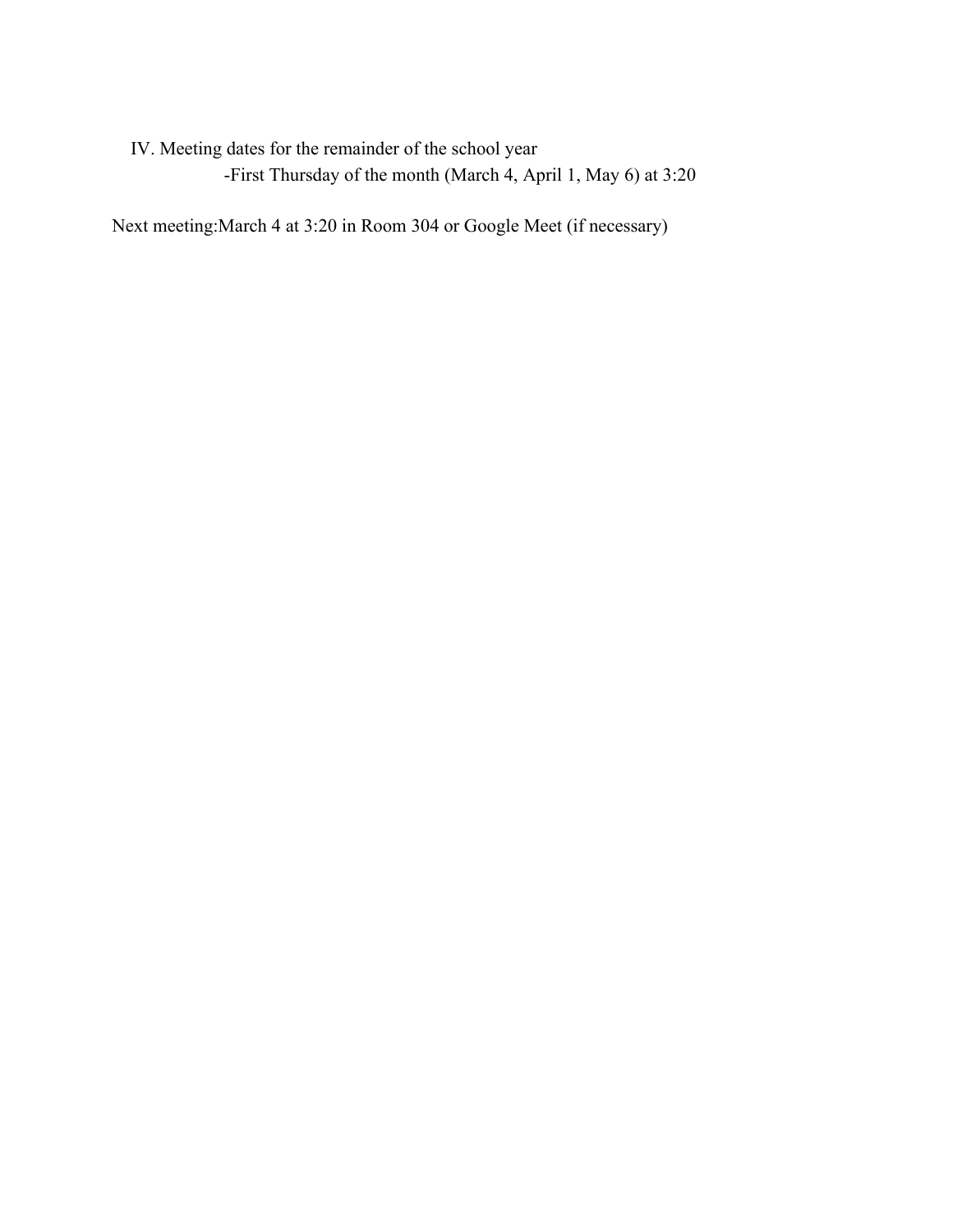IV. Meeting dates for the remainder of the school year

- First Thursday of the month (March 4, April 1, May 6) at 3:20

Next meeting:March 4 at 3:20 in Room 304 or Google Meet (if necessary)